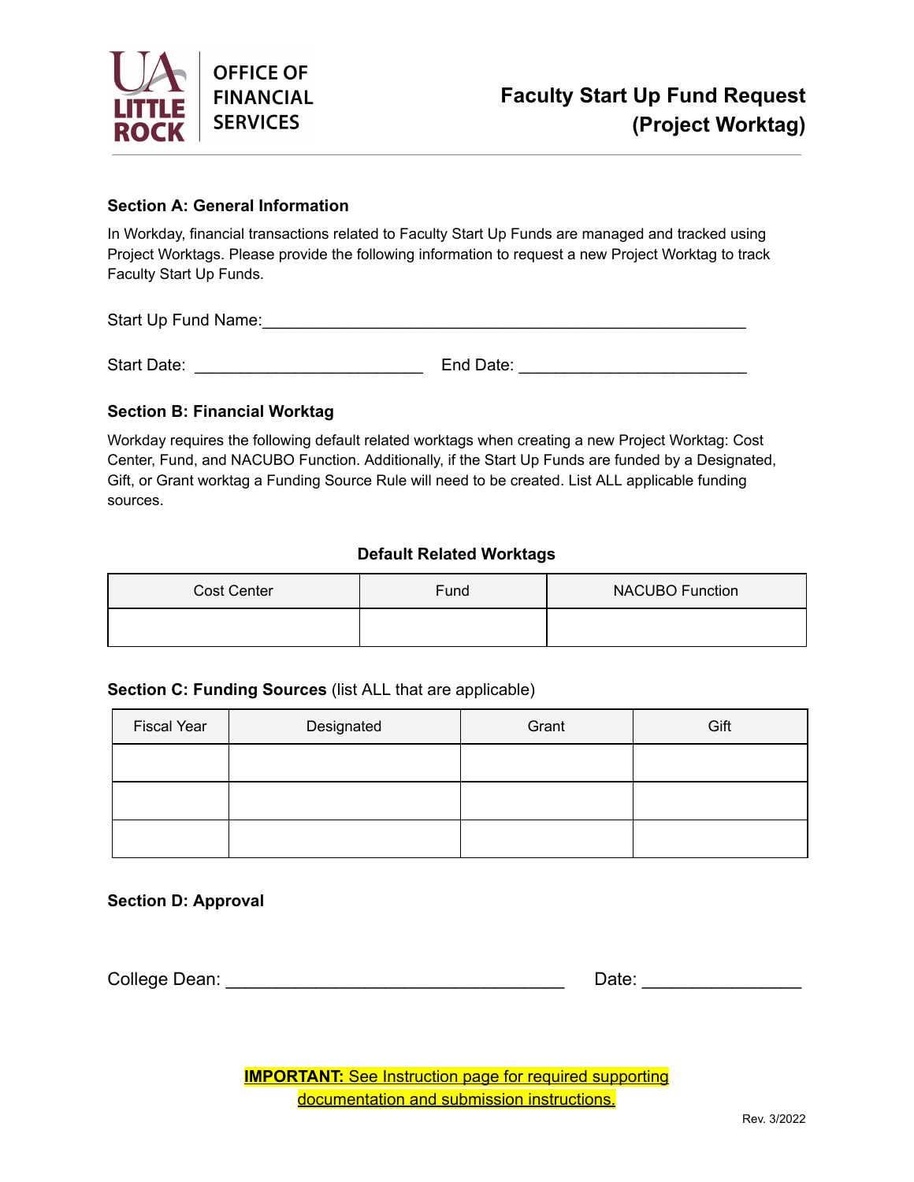OFFICE OF FINANCIAL SERVICES

# Faculty Start Up Fund Request (Project Worktag)

### Section A: General Information

In Workday, financial transactions related to Faculty Start Up Funds are managed and tracked using Project Worktags. Please provide the following information to request a new Project Worktag to track Faculty Start Up Funds.

Start Up Fund Name:_____________________________________________________

Start Date: _________________________ End Date: _________________________

### Section B: Financial Worktag

Workday requires the following default related worktags when creating a new Project Worktag: Cost Center, Fund, and NACUBO Function. Additionally, if the Start Up Funds are funded by a Designated, Gift, or Grant worktag a Funding Source Rule will need to be created. List ALL applicable funding sources.

**Default Related Worktags**

| Cost Center | Fund | NACUBO Function |
|---|---|---|
| | | |

### Section C: Funding Sources (list ALL that are applicable)

| Fiscal Year | Designated | Grant | Gift |
|---|---|---|---|
| | | | |
| | | | |
| | | | |

### Section D: Approval

College Dean: ___________________________________ Date: ________________

**IMPORTANT:** See Instruction page for required supporting documentation and submission instructions.

Rev. 3/2022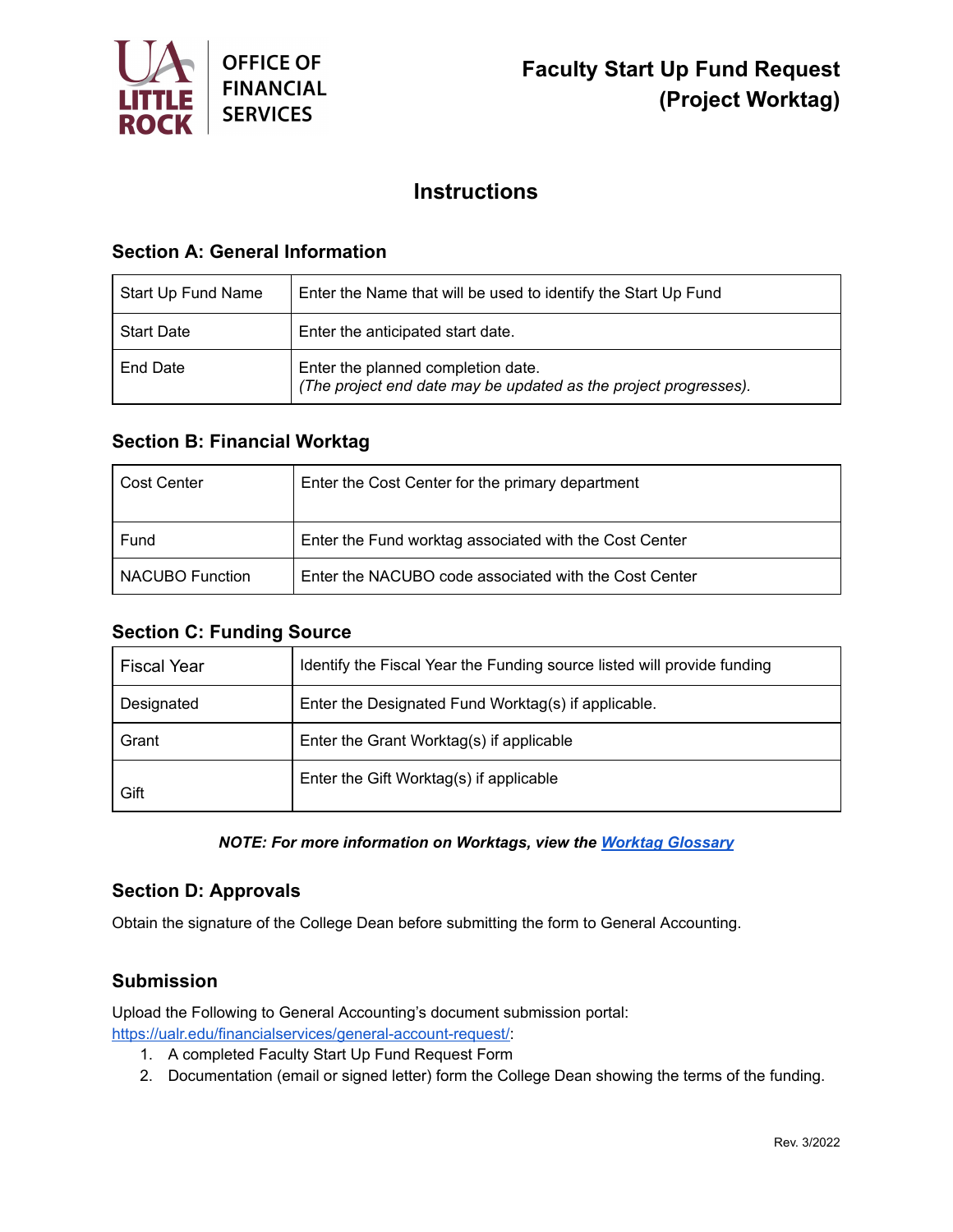OFFICE OF FINANCIAL SERVICES

# Faculty Start Up Fund Request (Project Worktag)

## Instructions

### Section A: General Information

| | |
|---|---|
| Start Up Fund Name | Enter the Name that will be used to identify the Start Up Fund |
| Start Date | Enter the anticipated start date. |
| End Date | Enter the planned completion date. *(The project end date may be updated as the project progresses).* |

### Section B: Financial Worktag

| | |
|---|---|
| Cost Center | Enter the Cost Center for the primary department |
| Fund | Enter the Fund worktag associated with the Cost Center |
| NACUBO Function | Enter the NACUBO code associated with the Cost Center |

### Section C: Funding Source

| | |
|---|---|
| Fiscal Year | Identify the Fiscal Year the Funding source listed will provide funding |
| Designated | Enter the Designated Fund Worktag(s) if applicable. |
| Grant | Enter the Grant Worktag(s) if applicable |
| Gift | Enter the Gift Worktag(s) if applicable |

***NOTE: For more information on Worktags, view the [Worktag Glossary]***

### Section D: Approvals

Obtain the signature of the College Dean before submitting the form to General Accounting.

### Submission

Upload the Following to General Accounting's document submission portal: https://ualr.edu/financialservices/general-account-request/:

1. A completed Faculty Start Up Fund Request Form
2. Documentation (email or signed letter) form the College Dean showing the terms of the funding.

Rev. 3/2022